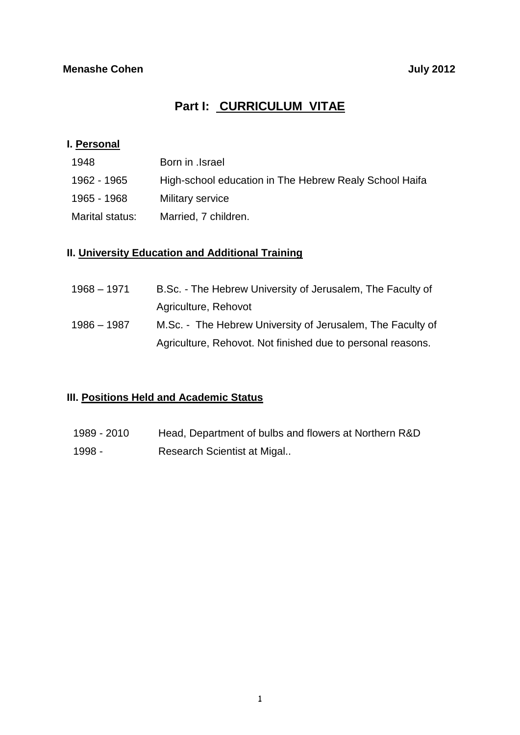**Menashe Cohen** **July 2012**

# Part I: CURRICULUM VITAE

## I. Personal

| | |
|---|---|
| 1948 | Born in .Israel |
| 1962 - 1965 | High-school education in The Hebrew Realy School Haifa |
| 1965 - 1968 | Military service |
| Marital status: | Married, 7 children. |

## II. University Education and Additional Training

| | |
|---|---|
| 1968 – 1971 | B.Sc. - The Hebrew University of Jerusalem, The Faculty of Agriculture, Rehovot |
| 1986 – 1987 | M.Sc. - The Hebrew University of Jerusalem, The Faculty of Agriculture, Rehovot. Not finished due to personal reasons. |

## III. Positions Held and Academic Status

| | |
|---|---|
| 1989 - 2010 | Head, Department of bulbs and flowers at Northern R&D |
| 1998 - | Research Scientist at Migal.. |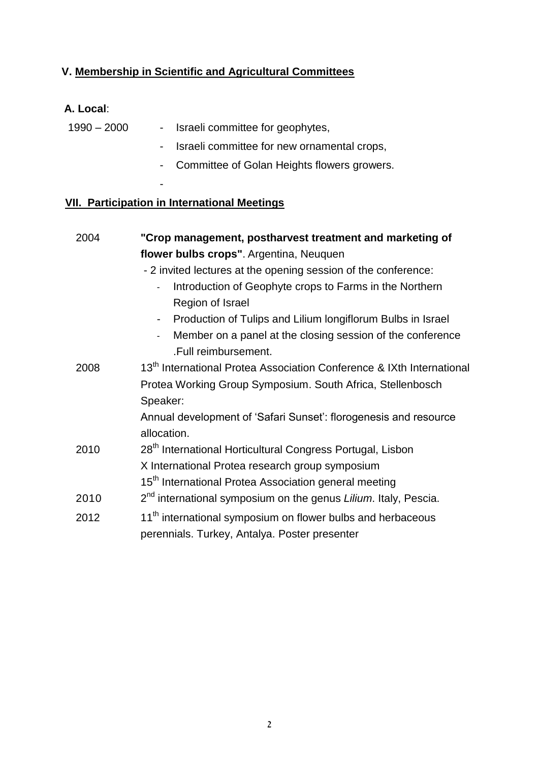## V. Membership in Scientific and Agricultural Committees

**A. Local**:

1990 – 2000
- Israeli committee for geophytes,
- Israeli committee for new ornamental crops,
- Committee of Golan Heights flowers growers.
-

## VII. Participation in International Meetings

2004 **"Crop management, postharvest treatment and marketing of flower bulbs crops"**. Argentina, Neuquen

- 2 invited lectures at the opening session of the conference:
  - Introduction of Geophyte crops to Farms in the Northern Region of Israel
  - Production of Tulips and Lilium longiflorum Bulbs in Israel
  - Member on a panel at the closing session of the conference .Full reimbursement.

2008 13th International Protea Association Conference & IXth International Protea Working Group Symposium. South Africa, Stellenbosch
Speaker:
Annual development of 'Safari Sunset': florogenesis and resource allocation.

2010 28th International Horticultural Congress Portugal, Lisbon
X International Protea research group symposium
15th International Protea Association general meeting

2010 2nd international symposium on the genus *Lilium*. Italy, Pescia.

2012 11th international symposium on flower bulbs and herbaceous perennials. Turkey, Antalya. Poster presenter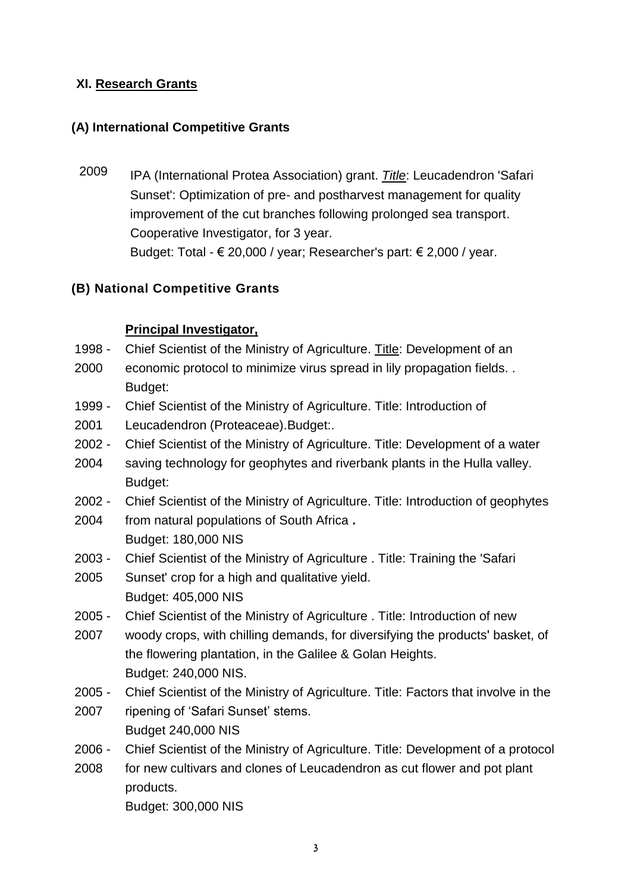## XI. Research Grants

### (A) International Competitive Grants

2009 IPA (International Protea Association) grant. *Title*: Leucadendron 'Safari Sunset': Optimization of pre- and postharvest management for quality improvement of the cut branches following prolonged sea transport. Cooperative Investigator, for 3 year.
Budget: Total - € 20,000 / year; Researcher's part: € 2,000 / year.

### (B) National Competitive Grants

**Principal Investigator,**

1998 - 2000 Chief Scientist of the Ministry of Agriculture. Title: Development of an economic protocol to minimize virus spread in lily propagation fields. .
Budget:

1999 - 2001 Chief Scientist of the Ministry of Agriculture. Title: Introduction of Leucadendron (Proteaceae).Budget:.

2002 - 2004 Chief Scientist of the Ministry of Agriculture. Title: Development of a water saving technology for geophytes and riverbank plants in the Hulla valley.
Budget:

2002 - 2004 Chief Scientist of the Ministry of Agriculture. Title: Introduction of geophytes from natural populations of South Africa **.**
Budget: 180,000 NIS

2003 - 2005 Chief Scientist of the Ministry of Agriculture . Title: Training the 'Safari Sunset' crop for a high and qualitative yield.
Budget: 405,000 NIS

2005 - 2007 Chief Scientist of the Ministry of Agriculture . Title: Introduction of new woody crops, with chilling demands, for diversifying the products' basket, of the flowering plantation, in the Galilee & Golan Heights.
Budget: 240,000 NIS.

2005 - 2007 Chief Scientist of the Ministry of Agriculture. Title: Factors that involve in the ripening of 'Safari Sunset' stems.
Budget 240,000 NIS

2006 - 2008 Chief Scientist of the Ministry of Agriculture. Title: Development of a protocol for new cultivars and clones of Leucadendron as cut flower and pot plant products.
Budget: 300,000 NIS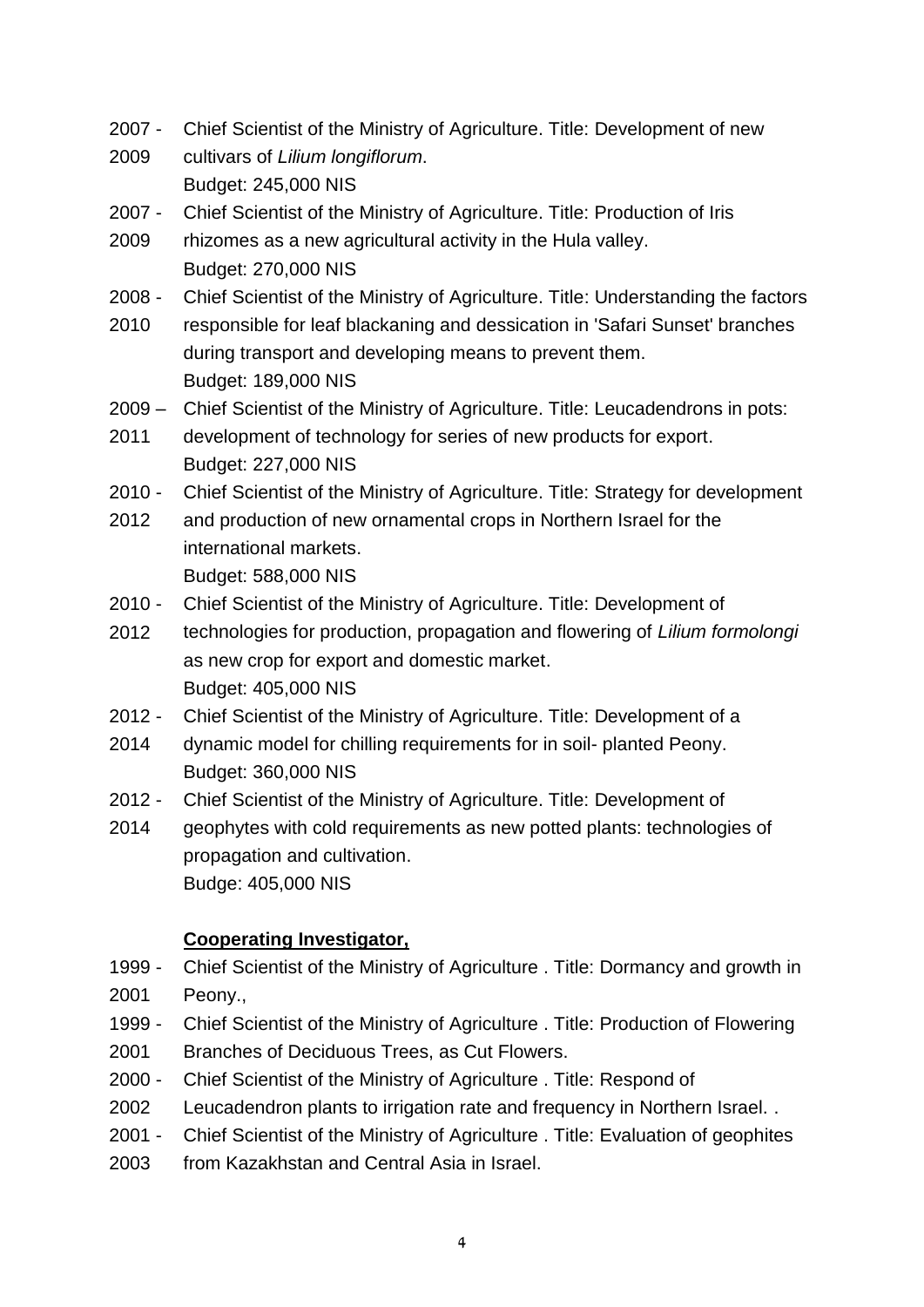2007 - 2009 Chief Scientist of the Ministry of Agriculture. Title: Development of new cultivars of *Lilium longiflorum*.
Budget: 245,000 NIS

2007 - 2009 Chief Scientist of the Ministry of Agriculture. Title: Production of Iris rhizomes as a new agricultural activity in the Hula valley.
Budget: 270,000 NIS

2008 - 2010 Chief Scientist of the Ministry of Agriculture. Title: Understanding the factors responsible for leaf blackaning and dessication in 'Safari Sunset' branches during transport and developing means to prevent them.
Budget: 189,000 NIS

2009 – 2011 Chief Scientist of the Ministry of Agriculture. Title: Leucadendrons in pots: development of technology for series of new products for export.
Budget: 227,000 NIS

2010 - 2012 Chief Scientist of the Ministry of Agriculture. Title: Strategy for development and production of new ornamental crops in Northern Israel for the international markets.
Budget: 588,000 NIS

2010 - 2012 Chief Scientist of the Ministry of Agriculture. Title: Development of technologies for production, propagation and flowering of *Lilium formolongi* as new crop for export and domestic market.
Budget: 405,000 NIS

2012 - 2014 Chief Scientist of the Ministry of Agriculture. Title: Development of a dynamic model for chilling requirements for in soil- planted Peony.
Budget: 360,000 NIS

2012 - 2014 Chief Scientist of the Ministry of Agriculture. Title: Development of geophytes with cold requirements as new potted plants: technologies of propagation and cultivation.
Budge: 405,000 NIS

**Cooperating Investigator,**

1999 - 2001 Chief Scientist of the Ministry of Agriculture . Title: Dormancy and growth in Peony.,

1999 - 2001 Chief Scientist of the Ministry of Agriculture . Title: Production of Flowering Branches of Deciduous Trees, as Cut Flowers.

2000 - 2002 Chief Scientist of the Ministry of Agriculture . Title: Respond of Leucadendron plants to irrigation rate and frequency in Northern Israel. .

2001 - 2003 Chief Scientist of the Ministry of Agriculture . Title: Evaluation of geophites from Kazakhstan and Central Asia in Israel.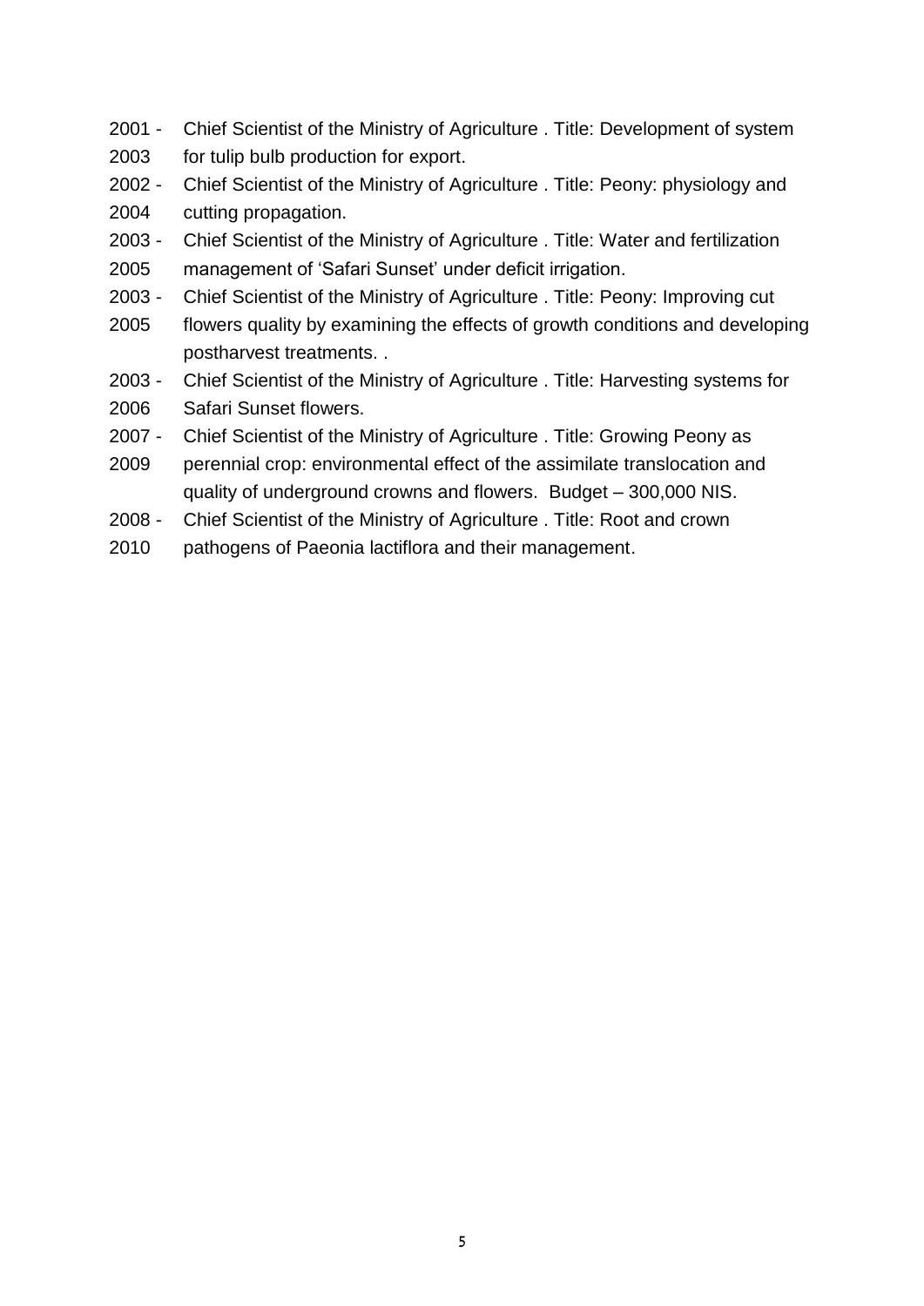2001 - 2003 Chief Scientist of the Ministry of Agriculture . Title: Development of system for tulip bulb production for export.

2002 - 2004 Chief Scientist of the Ministry of Agriculture . Title: Peony: physiology and cutting propagation.

2003 - 2005 Chief Scientist of the Ministry of Agriculture . Title: Water and fertilization management of 'Safari Sunset' under deficit irrigation.

2003 - 2005 Chief Scientist of the Ministry of Agriculture . Title: Peony: Improving cut flowers quality by examining the effects of growth conditions and developing postharvest treatments. .

2003 - 2006 Chief Scientist of the Ministry of Agriculture . Title: Harvesting systems for Safari Sunset flowers.

2007 - 2009 Chief Scientist of the Ministry of Agriculture . Title: Growing Peony as perennial crop: environmental effect of the assimilate translocation and quality of underground crowns and flowers. Budget – 300,000 NIS.

2008 - 2010 Chief Scientist of the Ministry of Agriculture . Title: Root and crown pathogens of Paeonia lactiflora and their management.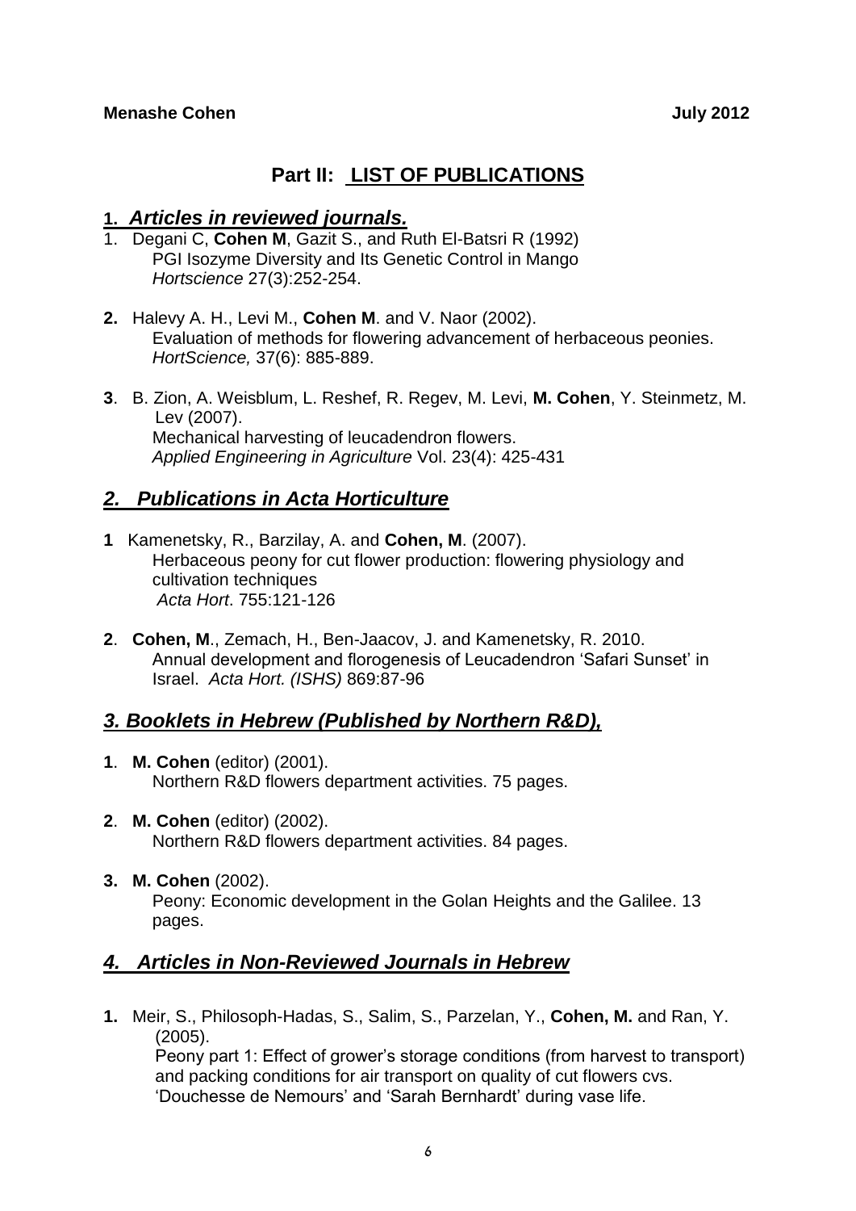**Menashe Cohen** **July 2012**

# Part II: <u>LIST OF PUBLICATIONS</u>

## 1. *Articles in reviewed journals.*

1. Degani C, **Cohen M**, Gazit S., and Ruth El-Batsri R (1992)
   PGI Isozyme Diversity and Its Genetic Control in Mango
   *Hortscience* 27(3):252-254.

**2.** Halevy A. H., Levi M., **Cohen M**. and V. Naor (2002).
   Evaluation of methods for flowering advancement of herbaceous peonies.
   *HortScience,* 37(6): 885-889.

**3**. B. Zion, A. Weisblum, L. Reshef, R. Regev, M. Levi, **M. Cohen**, Y. Steinmetz, M. Lev (2007).
   Mechanical harvesting of leucadendron flowers.
   *Applied Engineering in Agriculture* Vol. 23(4): 425-431

## *2. Publications in Acta Horticulture*

**1** Kamenetsky, R., Barzilay, A. and **Cohen, M**. (2007).
   Herbaceous peony for cut flower production: flowering physiology and cultivation techniques
   *Acta Hort*. 755:121-126

**2**. **Cohen, M**., Zemach, H., Ben-Jaacov, J. and Kamenetsky, R. 2010.
   Annual development and florogenesis of Leucadendron 'Safari Sunset' in Israel. *Acta Hort. (ISHS)* 869:87-96

## *3. Booklets in Hebrew (Published by Northern R&D),*

**1**. **M. Cohen** (editor) (2001).
   Northern R&D flowers department activities. 75 pages.

**2**. **M. Cohen** (editor) (2002).
   Northern R&D flowers department activities. 84 pages.

**3.** **M. Cohen** (2002).
   Peony: Economic development in the Golan Heights and the Galilee. 13 pages.

## *4. Articles in Non-Reviewed Journals in Hebrew*

**1.** Meir, S., Philosoph-Hadas, S., Salim, S., Parzelan, Y., **Cohen, M.** and Ran, Y. (2005).
   Peony part 1: Effect of grower's storage conditions (from harvest to transport) and packing conditions for air transport on quality of cut flowers cvs. 'Douchesse de Nemours' and 'Sarah Bernhardt' during vase life.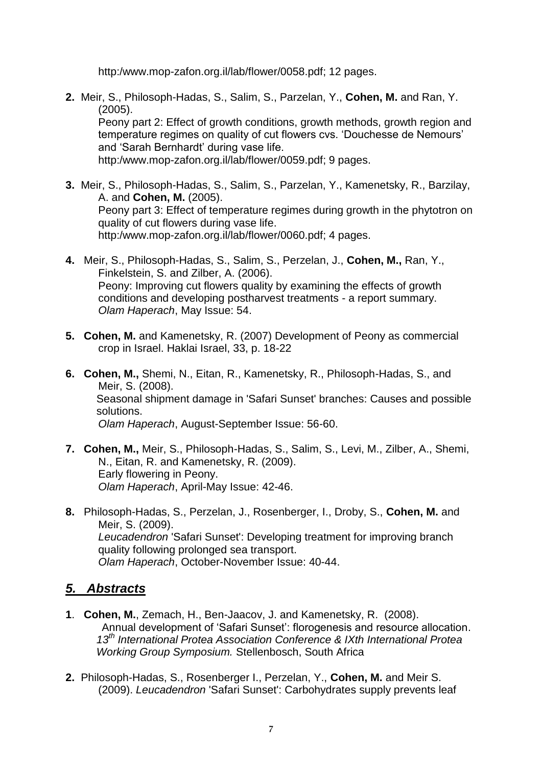http:/www.mop-zafon.org.il/lab/flower/0058.pdf; 12 pages.

**2.** Meir, S., Philosoph-Hadas, S., Salim, S., Parzelan, Y., **Cohen, M.** and Ran, Y. (2005).
Peony part 2: Effect of growth conditions, growth methods, growth region and temperature regimes on quality of cut flowers cvs. 'Douchesse de Nemours' and 'Sarah Bernhardt' during vase life.
http:/www.mop-zafon.org.il/lab/flower/0059.pdf; 9 pages.

**3.** Meir, S., Philosoph-Hadas, S., Salim, S., Parzelan, Y., Kamenetsky, R., Barzilay, A. and **Cohen, M.** (2005).
Peony part 3: Effect of temperature regimes during growth in the phytotron on quality of cut flowers during vase life.
http:/www.mop-zafon.org.il/lab/flower/0060.pdf; 4 pages.

**4.** Meir, S., Philosoph-Hadas, S., Salim, S., Perzelan, J., **Cohen, M.,** Ran, Y., Finkelstein, S. and Zilber, A. (2006).
Peony: Improving cut flowers quality by examining the effects of growth conditions and developing postharvest treatments - a report summary.
*Olam Haperach*, May Issue: 54.

**5.** **Cohen, M.** and Kamenetsky, R. (2007) Development of Peony as commercial crop in Israel. Haklai Israel, 33, p. 18-22

**6.** **Cohen, M.,** Shemi, N., Eitan, R., Kamenetsky, R., Philosoph-Hadas, S., and Meir, S. (2008).
Seasonal shipment damage in 'Safari Sunset' branches: Causes and possible solutions.
*Olam Haperach*, August-September Issue: 56-60.

**7.** **Cohen, M.,** Meir, S., Philosoph-Hadas, S., Salim, S., Levi, M., Zilber, A., Shemi, N., Eitan, R. and Kamenetsky, R. (2009).
Early flowering in Peony.
*Olam Haperach*, April-May Issue: 42-46.

**8.** Philosoph-Hadas, S., Perzelan, J., Rosenberger, I., Droby, S., **Cohen, M.** and Meir, S. (2009).
*Leucadendron* 'Safari Sunset': Developing treatment for improving branch quality following prolonged sea transport.
*Olam Haperach*, October-November Issue: 40-44.

## ***5. Abstracts***

**1**. **Cohen, M.**, Zemach, H., Ben-Jaacov, J. and Kamenetsky, R. (2008).
Annual development of 'Safari Sunset': florogenesis and resource allocation.
*13th International Protea Association Conference & IXth International Protea Working Group Symposium.* Stellenbosch, South Africa

**2.** Philosoph-Hadas, S., Rosenberger I., Perzelan, Y., **Cohen, M.** and Meir S. (2009). *Leucadendron* 'Safari Sunset': Carbohydrates supply prevents leaf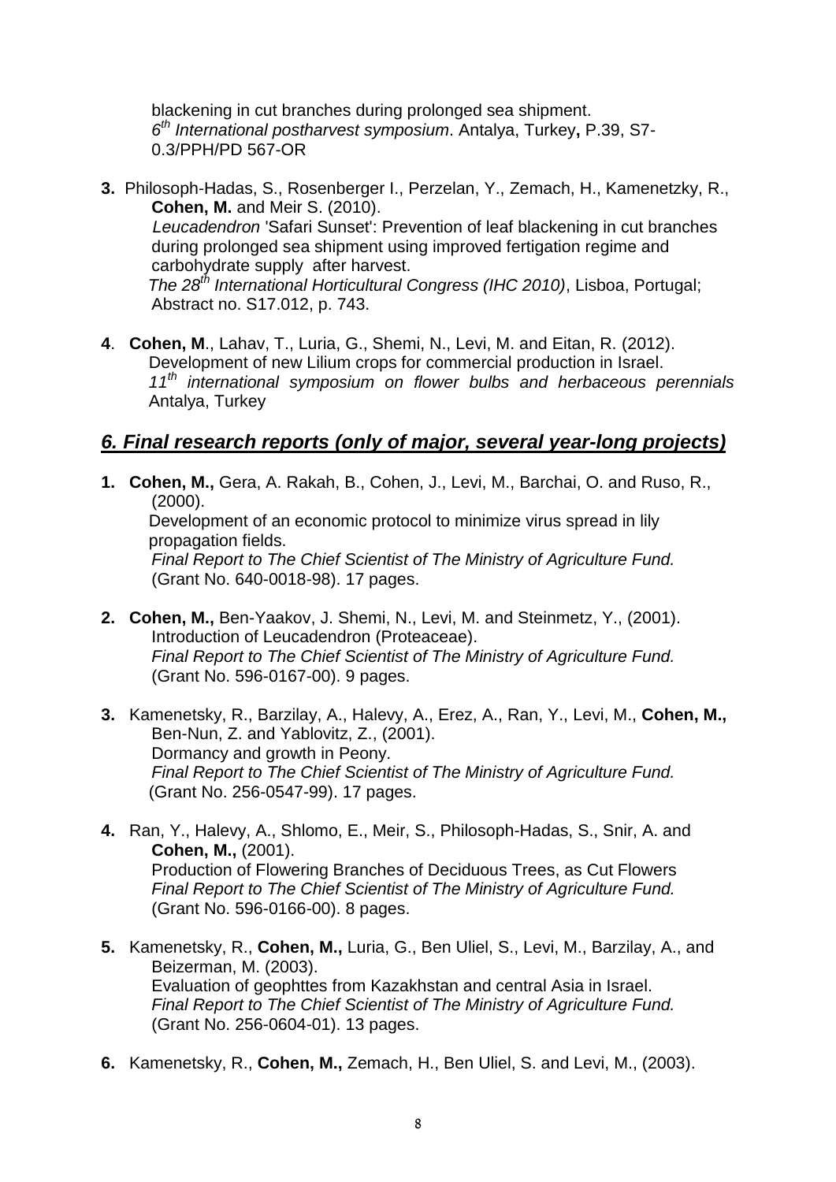blackening in cut branches during prolonged sea shipment.
*6th International postharvest symposium*. Antalya, Turkey**,** P.39, S7-0.3/PPH/PD 567-OR

**3.** Philosoph-Hadas, S., Rosenberger I., Perzelan, Y., Zemach, H., Kamenetzky, R., **Cohen, M.** and Meir S. (2010).
*Leucadendron* 'Safari Sunset': Prevention of leaf blackening in cut branches during prolonged sea shipment using improved fertigation regime and carbohydrate supply after harvest.
*The 28th International Horticultural Congress (IHC 2010)*, Lisboa, Portugal; Abstract no. S17.012, p. 743.

**4**. **Cohen, M**., Lahav, T., Luria, G., Shemi, N., Levi, M. and Eitan, R. (2012).
Development of new Lilium crops for commercial production in Israel.
*11th international symposium on flower bulbs and herbaceous perennials* Antalya, Turkey

## *6. Final research reports (only of major, several year-long projects)*

**1.** **Cohen, M.,** Gera, A. Rakah, B., Cohen, J., Levi, M., Barchai, O. and Ruso, R., (2000).
Development of an economic protocol to minimize virus spread in lily propagation fields.
*Final Report to The Chief Scientist of The Ministry of Agriculture Fund.* (Grant No. 640-0018-98). 17 pages.

**2.** **Cohen, M.,** Ben-Yaakov, J. Shemi, N., Levi, M. and Steinmetz, Y., (2001).
Introduction of Leucadendron (Proteaceae).
*Final Report to The Chief Scientist of The Ministry of Agriculture Fund.* (Grant No. 596-0167-00). 9 pages.

**3.** Kamenetsky, R., Barzilay, A., Halevy, A., Erez, A., Ran, Y., Levi, M., **Cohen, M.,** Ben-Nun, Z. and Yablovitz, Z., (2001).
Dormancy and growth in Peony.
*Final Report to The Chief Scientist of The Ministry of Agriculture Fund.* (Grant No. 256-0547-99). 17 pages.

**4.** Ran, Y., Halevy, A., Shlomo, E., Meir, S., Philosoph-Hadas, S., Snir, A. and **Cohen, M.,** (2001).
Production of Flowering Branches of Deciduous Trees, as Cut Flowers
*Final Report to The Chief Scientist of The Ministry of Agriculture Fund.* (Grant No. 596-0166-00). 8 pages.

**5.** Kamenetsky, R., **Cohen, M.,** Luria, G., Ben Uliel, S., Levi, M., Barzilay, A., and Beizerman, M. (2003).
Evaluation of geophttes from Kazakhstan and central Asia in Israel.
*Final Report to The Chief Scientist of The Ministry of Agriculture Fund.* (Grant No. 256-0604-01). 13 pages.

**6.** Kamenetsky, R., **Cohen, M.,** Zemach, H., Ben Uliel, S. and Levi, M., (2003).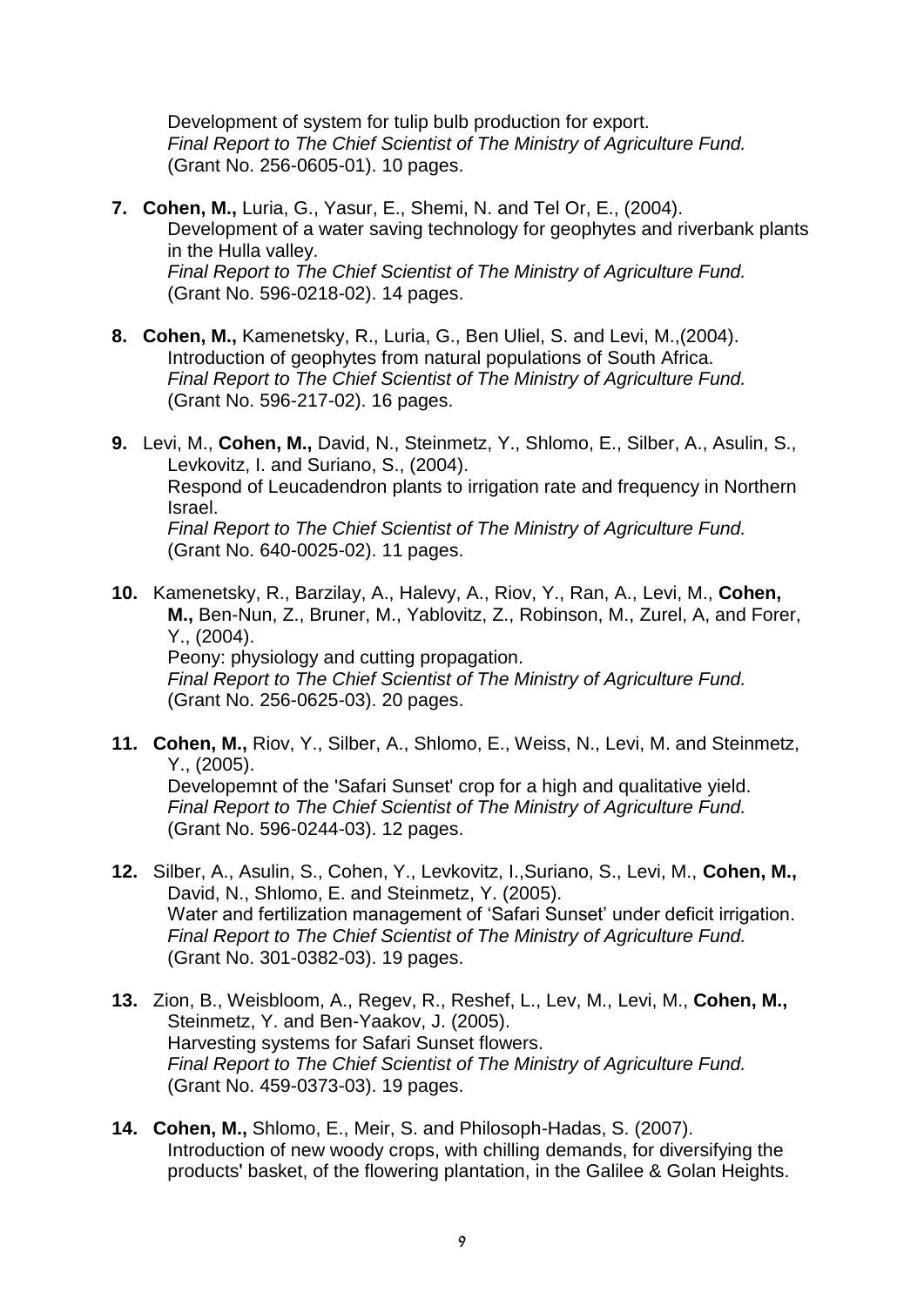Development of system for tulip bulb production for export.
*Final Report to The Chief Scientist of The Ministry of Agriculture Fund.*
(Grant No. 256-0605-01). 10 pages.

7. **Cohen, M.,** Luria, G., Yasur, E., Shemi, N. and Tel Or, E., (2004).
   Development of a water saving technology for geophytes and riverbank plants in the Hulla valley.
   *Final Report to The Chief Scientist of The Ministry of Agriculture Fund.*
   (Grant No. 596-0218-02). 14 pages.

8. **Cohen, M.,** Kamenetsky, R., Luria, G., Ben Uliel, S. and Levi, M.,(2004).
   Introduction of geophytes from natural populations of South Africa.
   *Final Report to The Chief Scientist of The Ministry of Agriculture Fund.*
   (Grant No. 596-217-02). 16 pages.

9. Levi, M., **Cohen, M.,** David, N., Steinmetz, Y., Shlomo, E., Silber, A., Asulin, S., Levkovitz, I. and Suriano, S., (2004).
   Respond of Leucadendron plants to irrigation rate and frequency in Northern Israel.
   *Final Report to The Chief Scientist of The Ministry of Agriculture Fund.*
   (Grant No. 640-0025-02). 11 pages.

10. Kamenetsky, R., Barzilay, A., Halevy, A., Riov, Y., Ran, A., Levi, M., **Cohen, M.,** Ben-Nun, Z., Bruner, M., Yablovitz, Z., Robinson, M., Zurel, A, and Forer, Y., (2004).
    Peony: physiology and cutting propagation.
    *Final Report to The Chief Scientist of The Ministry of Agriculture Fund.*
    (Grant No. 256-0625-03). 20 pages.

11. **Cohen, M.,** Riov, Y., Silber, A., Shlomo, E., Weiss, N., Levi, M. and Steinmetz, Y., (2005).
    Developemnt of the 'Safari Sunset' crop for a high and qualitative yield.
    *Final Report to The Chief Scientist of The Ministry of Agriculture Fund.*
    (Grant No. 596-0244-03). 12 pages.

12. Silber, A., Asulin, S., Cohen, Y., Levkovitz, I.,Suriano, S., Levi, M., **Cohen, M.,** David, N., Shlomo, E. and Steinmetz, Y. (2005).
    Water and fertilization management of 'Safari Sunset' under deficit irrigation.
    *Final Report to The Chief Scientist of The Ministry of Agriculture Fund.*
    (Grant No. 301-0382-03). 19 pages.

13. Zion, B., Weisbloom, A., Regev, R., Reshef, L., Lev, M., Levi, M., **Cohen, M.,** Steinmetz, Y. and Ben-Yaakov, J. (2005).
    Harvesting systems for Safari Sunset flowers.
    *Final Report to The Chief Scientist of The Ministry of Agriculture Fund.*
    (Grant No. 459-0373-03). 19 pages.

14. **Cohen, M.,** Shlomo, E., Meir, S. and Philosoph-Hadas, S. (2007).
    Introduction of new woody crops, with chilling demands, for diversifying the products' basket, of the flowering plantation, in the Galilee & Golan Heights.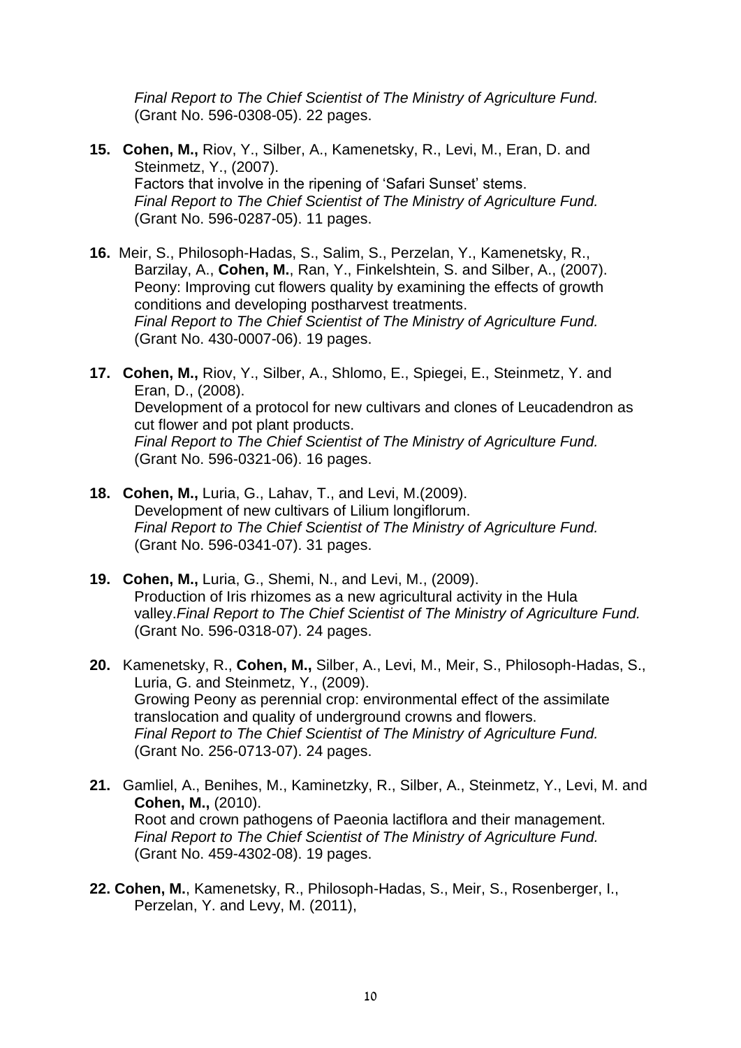*Final Report to The Chief Scientist of The Ministry of Agriculture Fund.* (Grant No. 596-0308-05). 22 pages.

**15.** **Cohen, M.,** Riov, Y., Silber, A., Kamenetsky, R., Levi, M., Eran, D. and Steinmetz, Y., (2007). Factors that involve in the ripening of 'Safari Sunset' stems. *Final Report to The Chief Scientist of The Ministry of Agriculture Fund.* (Grant No. 596-0287-05). 11 pages.

**16.** Meir, S., Philosoph-Hadas, S., Salim, S., Perzelan, Y., Kamenetsky, R., Barzilay, A., **Cohen, M.**, Ran, Y., Finkelshtein, S. and Silber, A., (2007). Peony: Improving cut flowers quality by examining the effects of growth conditions and developing postharvest treatments. *Final Report to The Chief Scientist of The Ministry of Agriculture Fund.* (Grant No. 430-0007-06). 19 pages.

**17.** **Cohen, M.,** Riov, Y., Silber, A., Shlomo, E., Spiegei, E., Steinmetz, Y. and Eran, D., (2008). Development of a protocol for new cultivars and clones of Leucadendron as cut flower and pot plant products. *Final Report to The Chief Scientist of The Ministry of Agriculture Fund.* (Grant No. 596-0321-06). 16 pages.

**18.** **Cohen, M.,** Luria, G., Lahav, T., and Levi, M.(2009). Development of new cultivars of Lilium longiflorum. *Final Report to The Chief Scientist of The Ministry of Agriculture Fund.* (Grant No. 596-0341-07). 31 pages.

**19.** **Cohen, M.,** Luria, G., Shemi, N., and Levi, M., (2009). Production of Iris rhizomes as a new agricultural activity in the Hula valley.*Final Report to The Chief Scientist of The Ministry of Agriculture Fund.* (Grant No. 596-0318-07). 24 pages.

**20.** Kamenetsky, R., **Cohen, M.,** Silber, A., Levi, M., Meir, S., Philosoph-Hadas, S., Luria, G. and Steinmetz, Y., (2009). Growing Peony as perennial crop: environmental effect of the assimilate translocation and quality of underground crowns and flowers. *Final Report to The Chief Scientist of The Ministry of Agriculture Fund.* (Grant No. 256-0713-07). 24 pages.

**21.** Gamliel, A., Benihes, M., Kaminetzky, R., Silber, A., Steinmetz, Y., Levi, M. and **Cohen, M.,** (2010). Root and crown pathogens of Paeonia lactiflora and their management. *Final Report to The Chief Scientist of The Ministry of Agriculture Fund.* (Grant No. 459-4302-08). 19 pages.

**22.** **Cohen, M.**, Kamenetsky, R., Philosoph-Hadas, S., Meir, S., Rosenberger, I., Perzelan, Y. and Levy, M. (2011),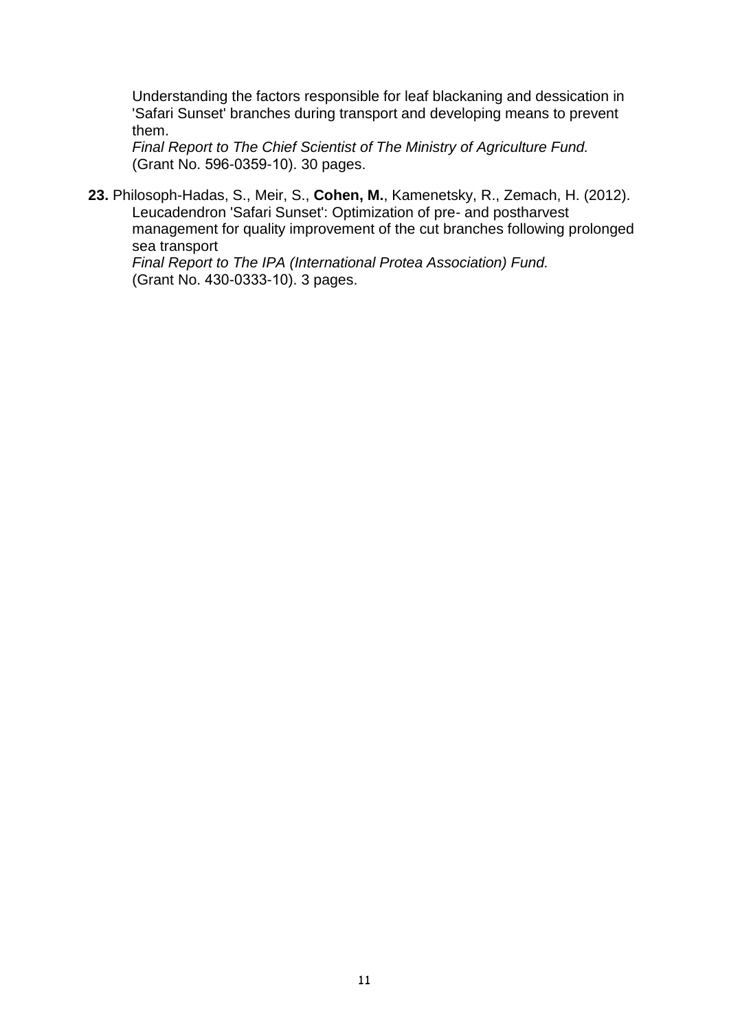Understanding the factors responsible for leaf blackaning and dessication in 'Safari Sunset' branches during transport and developing means to prevent them.
*Final Report to The Chief Scientist of The Ministry of Agriculture Fund.* (Grant No. 596-0359-10). 30 pages.

**23.** Philosoph-Hadas, S., Meir, S., **Cohen, M.**, Kamenetsky, R., Zemach, H. (2012). Leucadendron 'Safari Sunset': Optimization of pre- and postharvest management for quality improvement of the cut branches following prolonged sea transport
*Final Report to The IPA (International Protea Association) Fund.* (Grant No. 430-0333-10). 3 pages.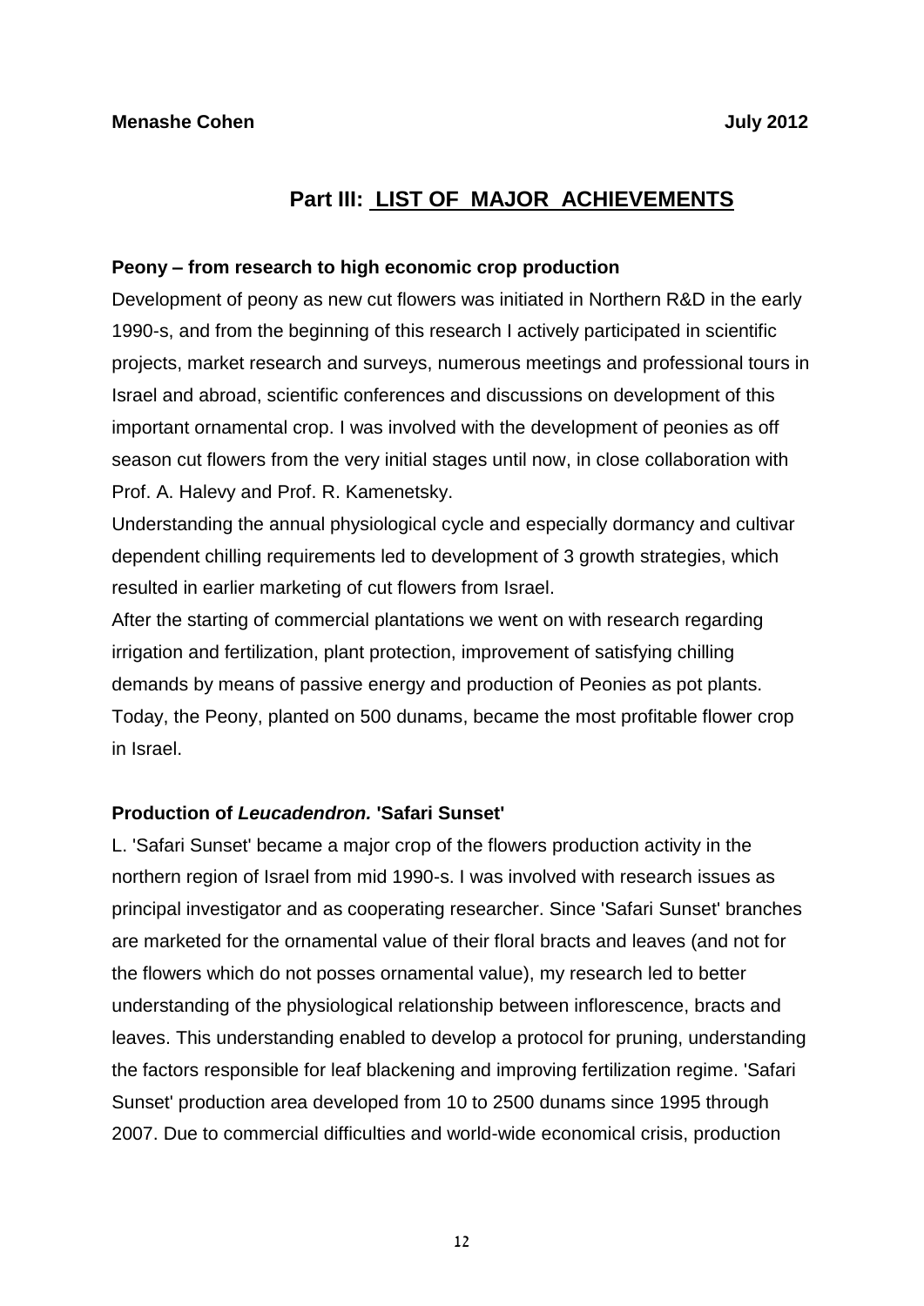**Menashe Cohen** **July 2012**

## Part III: LIST OF MAJOR ACHIEVEMENTS

**Peony – from research to high economic crop production**

Development of peony as new cut flowers was initiated in Northern R&D in the early 1990-s, and from the beginning of this research I actively participated in scientific projects, market research and surveys, numerous meetings and professional tours in Israel and abroad, scientific conferences and discussions on development of this important ornamental crop. I was involved with the development of peonies as off season cut flowers from the very initial stages until now, in close collaboration with Prof. A. Halevy and Prof. R. Kamenetsky.

Understanding the annual physiological cycle and especially dormancy and cultivar dependent chilling requirements led to development of 3 growth strategies, which resulted in earlier marketing of cut flowers from Israel.

After the starting of commercial plantations we went on with research regarding irrigation and fertilization, plant protection, improvement of satisfying chilling demands by means of passive energy and production of Peonies as pot plants.

Today, the Peony, planted on 500 dunams, became the most profitable flower crop in Israel.

**Production of *Leucadendron.* 'Safari Sunset'**

L. 'Safari Sunset' became a major crop of the flowers production activity in the northern region of Israel from mid 1990-s. I was involved with research issues as principal investigator and as cooperating researcher. Since 'Safari Sunset' branches are marketed for the ornamental value of their floral bracts and leaves (and not for the flowers which do not posses ornamental value), my research led to better understanding of the physiological relationship between inflorescence, bracts and leaves. This understanding enabled to develop a protocol for pruning, understanding the factors responsible for leaf blackening and improving fertilization regime. 'Safari Sunset' production area developed from 10 to 2500 dunams since 1995 through 2007. Due to commercial difficulties and world-wide economical crisis, production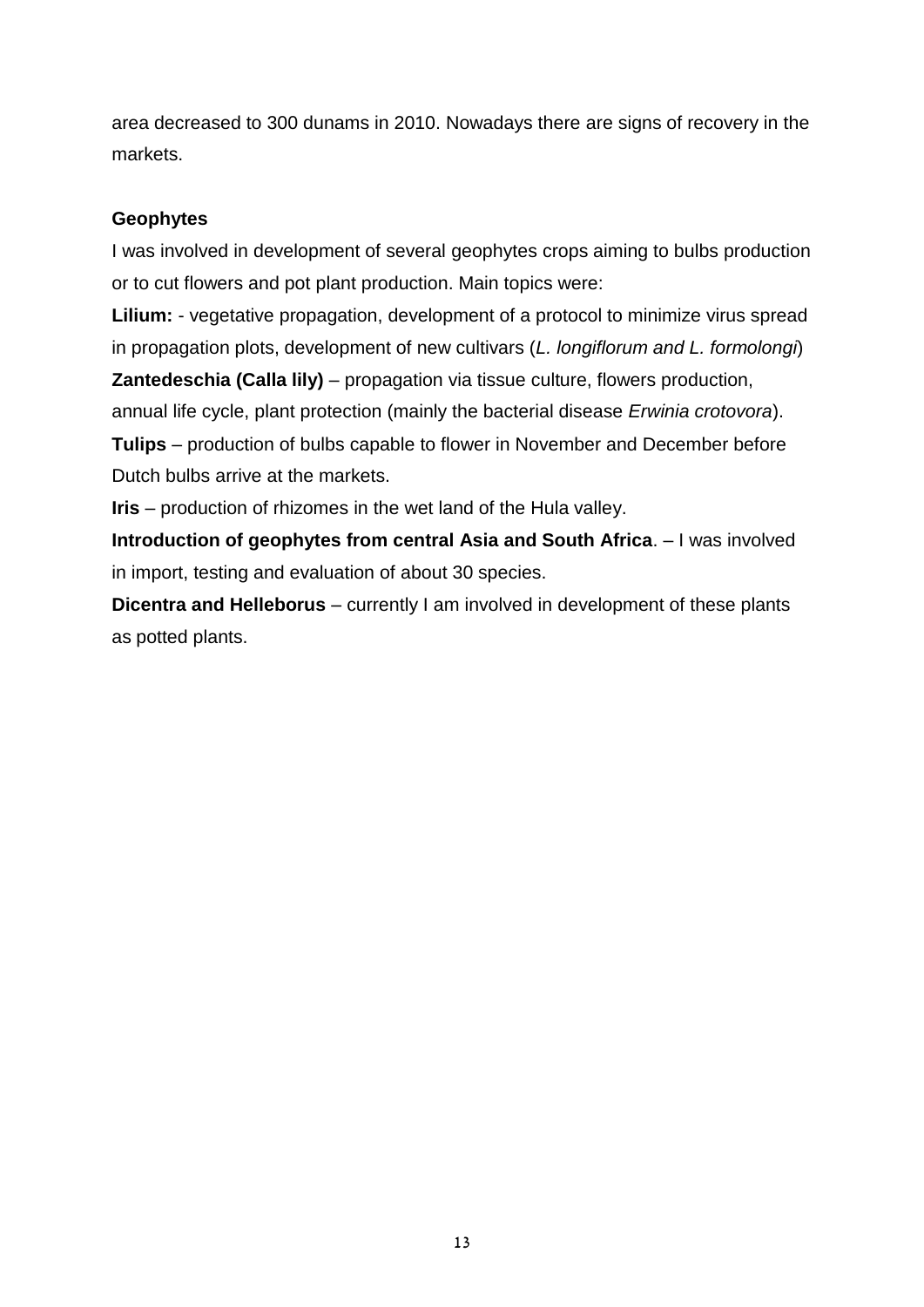area decreased to 300 dunams in 2010. Nowadays there are signs of recovery in the markets.

**Geophytes**

I was involved in development of several geophytes crops aiming to bulbs production or to cut flowers and pot plant production. Main topics were:

**Lilium:** - vegetative propagation, development of a protocol to minimize virus spread in propagation plots, development of new cultivars (*L. longiflorum and L. formolongi*)

**Zantedeschia (Calla lily)** – propagation via tissue culture, flowers production, annual life cycle, plant protection (mainly the bacterial disease *Erwinia crotovora*).

**Tulips** – production of bulbs capable to flower in November and December before Dutch bulbs arrive at the markets.

**Iris** – production of rhizomes in the wet land of the Hula valley.

**Introduction of geophytes from central Asia and South Africa**. – I was involved in import, testing and evaluation of about 30 species.

**Dicentra and Helleborus** – currently I am involved in development of these plants as potted plants.